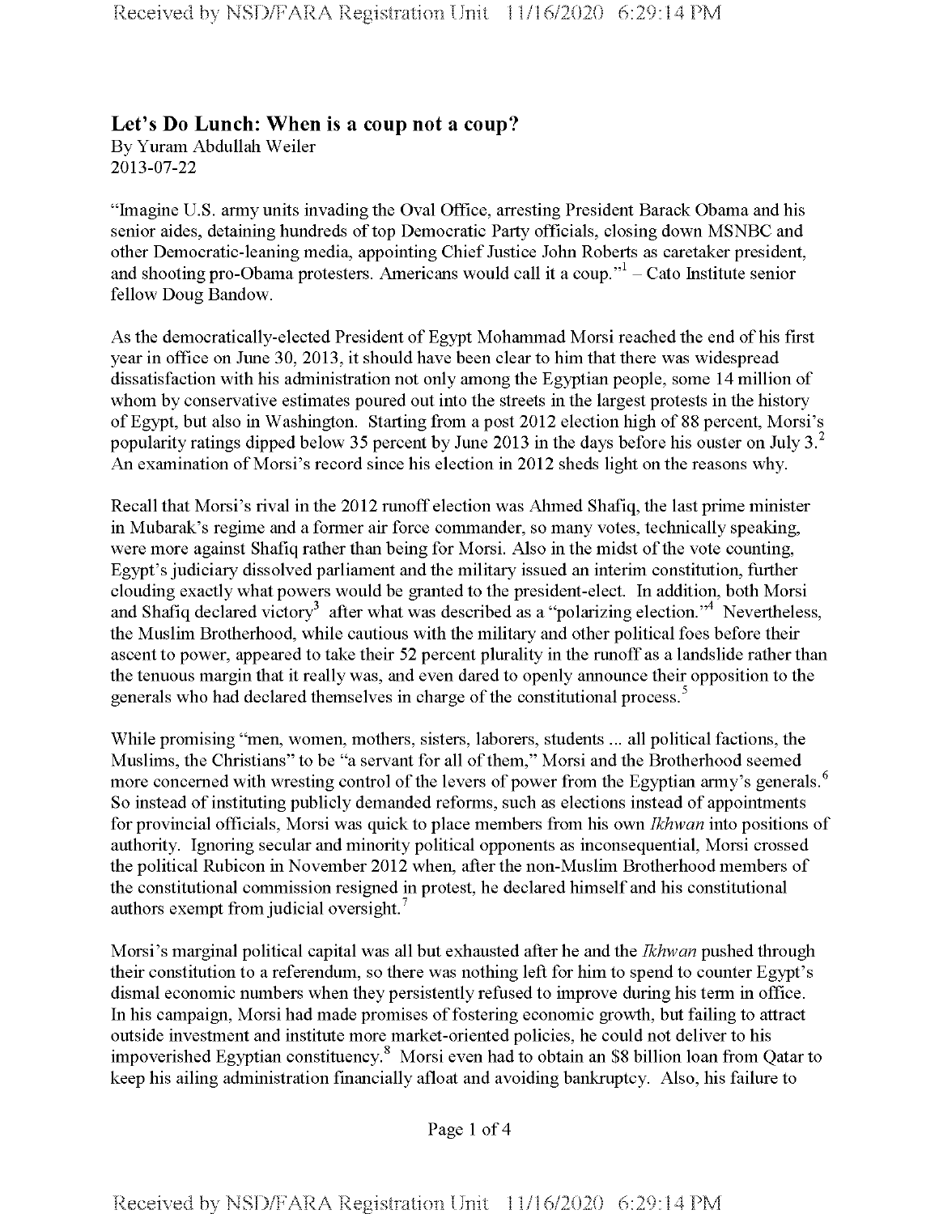## Let's Do Lunch: When is a coup not a coup?

By Yuram Abdullah Weiler
2013-07-22

"Imagine U.S. army units invading the Oval Office, arresting President Barack Obama and his senior aides, detaining hundreds of top Democratic Party officials, closing down MSNBC and other Democratic-leaning media, appointing Chief Justice John Roberts as caretaker president, and shooting pro-Obama protesters. Americans would call it a coup."[1] – Cato Institute senior fellow Doug Bandow.

As the democratically-elected President of Egypt Mohammad Morsi reached the end of his first year in office on June 30, 2013, it should have been clear to him that there was widespread dissatisfaction with his administration not only among the Egyptian people, some 14 million of whom by conservative estimates poured out into the streets in the largest protests in the history of Egypt, but also in Washington. Starting from a post 2012 election high of 88 percent, Morsi's popularity ratings dipped below 35 percent by June 2013 in the days before his ouster on July 3.[2] An examination of Morsi's record since his election in 2012 sheds light on the reasons why.

Recall that Morsi's rival in the 2012 runoff election was Ahmed Shafiq, the last prime minister in Mubarak's regime and a former air force commander, so many votes, technically speaking, were more against Shafiq rather than being for Morsi. Also in the midst of the vote counting, Egypt's judiciary dissolved parliament and the military issued an interim constitution, further clouding exactly what powers would be granted to the president-elect. In addition, both Morsi and Shafiq declared victory[3] after what was described as a "polarizing election."[4] Nevertheless, the Muslim Brotherhood, while cautious with the military and other political foes before their ascent to power, appeared to take their 52 percent plurality in the runoff as a landslide rather than the tenuous margin that it really was, and even dared to openly announce their opposition to the generals who had declared themselves in charge of the constitutional process.[5]

While promising "men, women, mothers, sisters, laborers, students ... all political factions, the Muslims, the Christians" to be "a servant for all of them," Morsi and the Brotherhood seemed more concerned with wresting control of the levers of power from the Egyptian army's generals.[6] So instead of instituting publicly demanded reforms, such as elections instead of appointments for provincial officials, Morsi was quick to place members from his own *Ikhwan* into positions of authority. Ignoring secular and minority political opponents as inconsequential, Morsi crossed the political Rubicon in November 2012 when, after the non-Muslim Brotherhood members of the constitutional commission resigned in protest, he declared himself and his constitutional authors exempt from judicial oversight.[7]

Morsi's marginal political capital was all but exhausted after he and the *Ikhwan* pushed through their constitution to a referendum, so there was nothing left for him to spend to counter Egypt's dismal economic numbers when they persistently refused to improve during his term in office. In his campaign, Morsi had made promises of fostering economic growth, but failing to attract outside investment and institute more market-oriented policies, he could not deliver to his impoverished Egyptian constituency.[8] Morsi even had to obtain an $8 billion loan from Qatar to keep his ailing administration financially afloat and avoiding bankruptcy. Also, his failure to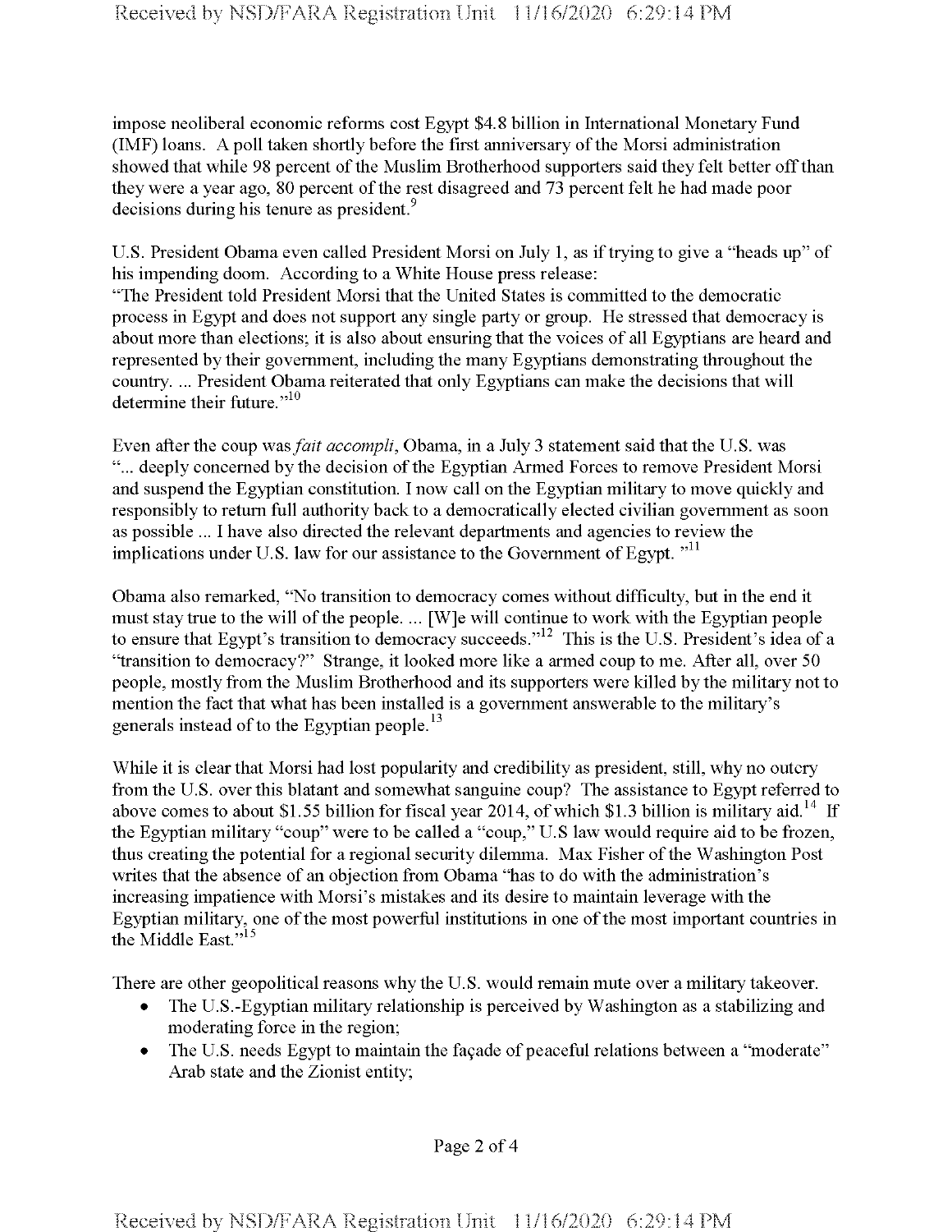impose neoliberal economic reforms cost Egypt $4.8 billion in International Monetary Fund (IMF) loans. A poll taken shortly before the first anniversary of the Morsi administration showed that while 98 percent of the Muslim Brotherhood supporters said they felt better off than they were a year ago, 80 percent of the rest disagreed and 73 percent felt he had made poor decisions during his tenure as president.[9]

U.S. President Obama even called President Morsi on July 1, as if trying to give a "heads up" of his impending doom. According to a White House press release:
"The President told President Morsi that the United States is committed to the democratic process in Egypt and does not support any single party or group. He stressed that democracy is about more than elections; it is also about ensuring that the voices of all Egyptians are heard and represented by their government, including the many Egyptians demonstrating throughout the country. ... President Obama reiterated that only Egyptians can make the decisions that will determine their future."[10]

Even after the coup was *fait accompli*, Obama, in a July 3 statement said that the U.S. was "... deeply concerned by the decision of the Egyptian Armed Forces to remove President Morsi and suspend the Egyptian constitution. I now call on the Egyptian military to move quickly and responsibly to return full authority back to a democratically elected civilian government as soon as possible ... I have also directed the relevant departments and agencies to review the implications under U.S. law for our assistance to the Government of Egypt. "[11]

Obama also remarked, "No transition to democracy comes without difficulty, but in the end it must stay true to the will of the people. ... [W]e will continue to work with the Egyptian people to ensure that Egypt's transition to democracy succeeds."[12] This is the U.S. President's idea of a "transition to democracy?" Strange, it looked more like an armed coup to me. After all, over 50 people, mostly from the Muslim Brotherhood and its supporters were killed by the military not to mention the fact that what has been installed is a government answerable to the military's generals instead of to the Egyptian people.[13]

While it is clear that Morsi had lost popularity and credibility as president, still, why no outcry from the U.S. over this blatant and somewhat sanguine coup? The assistance to Egypt referred to above comes to about $1.55 billion for fiscal year 2014, of which $1.3 billion is military aid.[14] If the Egyptian military "coup" were to be called a "coup," U.S law would require aid to be frozen, thus creating the potential for a regional security dilemma. Max Fisher of the Washington Post writes that the absence of an objection from Obama "has to do with the administration's increasing impatience with Morsi's mistakes and its desire to maintain leverage with the Egyptian military, one of the most powerful institutions in one of the most important countries in the Middle East."[15]

There are other geopolitical reasons why the U.S. would remain mute over a military takeover.

- The U.S.-Egyptian military relationship is perceived by Washington as a stabilizing and moderating force in the region;
- The U.S. needs Egypt to maintain the façade of peaceful relations between a "moderate" Arab state and the Zionist entity;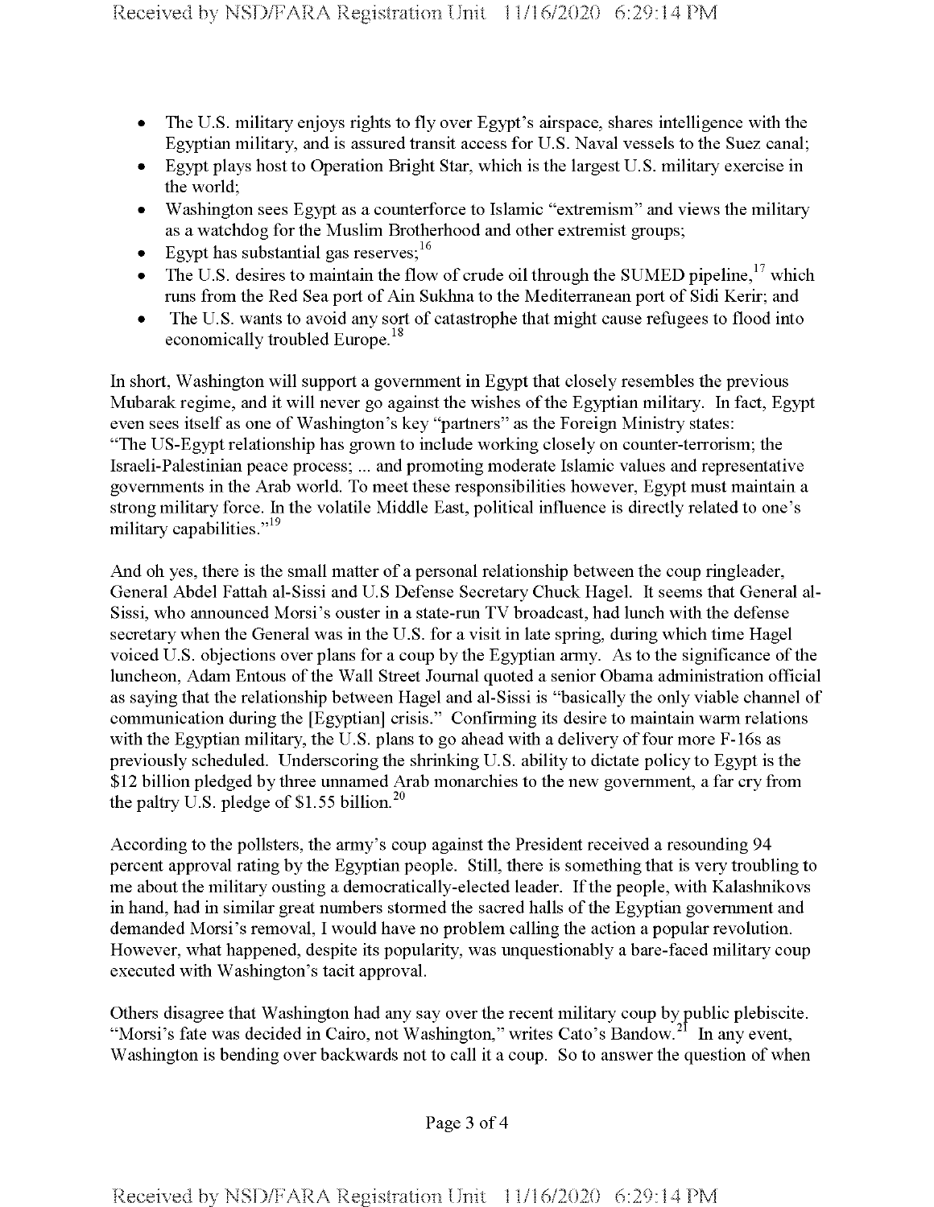- The U.S. military enjoys rights to fly over Egypt's airspace, shares intelligence with the Egyptian military, and is assured transit access for U.S. Naval vessels to the Suez canal;
- Egypt plays host to Operation Bright Star, which is the largest U.S. military exercise in the world;
- Washington sees Egypt as a counterforce to Islamic "extremism" and views the military as a watchdog for the Muslim Brotherhood and other extremist groups;
- Egypt has substantial gas reserves;[16]
- The U.S. desires to maintain the flow of crude oil through the SUMED pipeline,[17] which runs from the Red Sea port of Ain Sukhna to the Mediterranean port of Sidi Kerir; and
- The U.S. wants to avoid any sort of catastrophe that might cause refugees to flood into economically troubled Europe.[18]

In short, Washington will support a government in Egypt that closely resembles the previous Mubarak regime, and it will never go against the wishes of the Egyptian military. In fact, Egypt even sees itself as one of Washington's key "partners" as the Foreign Ministry states: "The US-Egypt relationship has grown to include working closely on counter-terrorism; the Israeli-Palestinian peace process; ... and promoting moderate Islamic values and representative governments in the Arab world. To meet these responsibilities however, Egypt must maintain a strong military force. In the volatile Middle East, political influence is directly related to one's military capabilities."[19]

And oh yes, there is the small matter of a personal relationship between the coup ringleader, General Abdel Fattah al-Sissi and U.S Defense Secretary Chuck Hagel. It seems that General al-Sissi, who announced Morsi's ouster in a state-run TV broadcast, had lunch with the defense secretary when the General was in the U.S. for a visit in late spring, during which time Hagel voiced U.S. objections over plans for a coup by the Egyptian army. As to the significance of the luncheon, Adam Entous of the Wall Street Journal quoted a senior Obama administration official as saying that the relationship between Hagel and al-Sissi is "basically the only viable channel of communication during the [Egyptian] crisis." Confirming its desire to maintain warm relations with the Egyptian military, the U.S. plans to go ahead with a delivery of four more F-16s as previously scheduled. Underscoring the shrinking U.S. ability to dictate policy to Egypt is the $12 billion pledged by three unnamed Arab monarchies to the new government, a far cry from the paltry U.S. pledge of $1.55 billion.[20]

According to the pollsters, the army's coup against the President received a resounding 94 percent approval rating by the Egyptian people. Still, there is something that is very troubling to me about the military ousting a democratically-elected leader. If the people, with Kalashnikovs in hand, had in similar great numbers stormed the sacred halls of the Egyptian government and demanded Morsi's removal, I would have no problem calling the action a popular revolution. However, what happened, despite its popularity, was unquestionably a bare-faced military coup executed with Washington's tacit approval.

Others disagree that Washington had any say over the recent military coup by public plebiscite. "Morsi's fate was decided in Cairo, not Washington," writes Cato's Bandow.[21] In any event, Washington is bending over backwards not to call it a coup. So to answer the question of when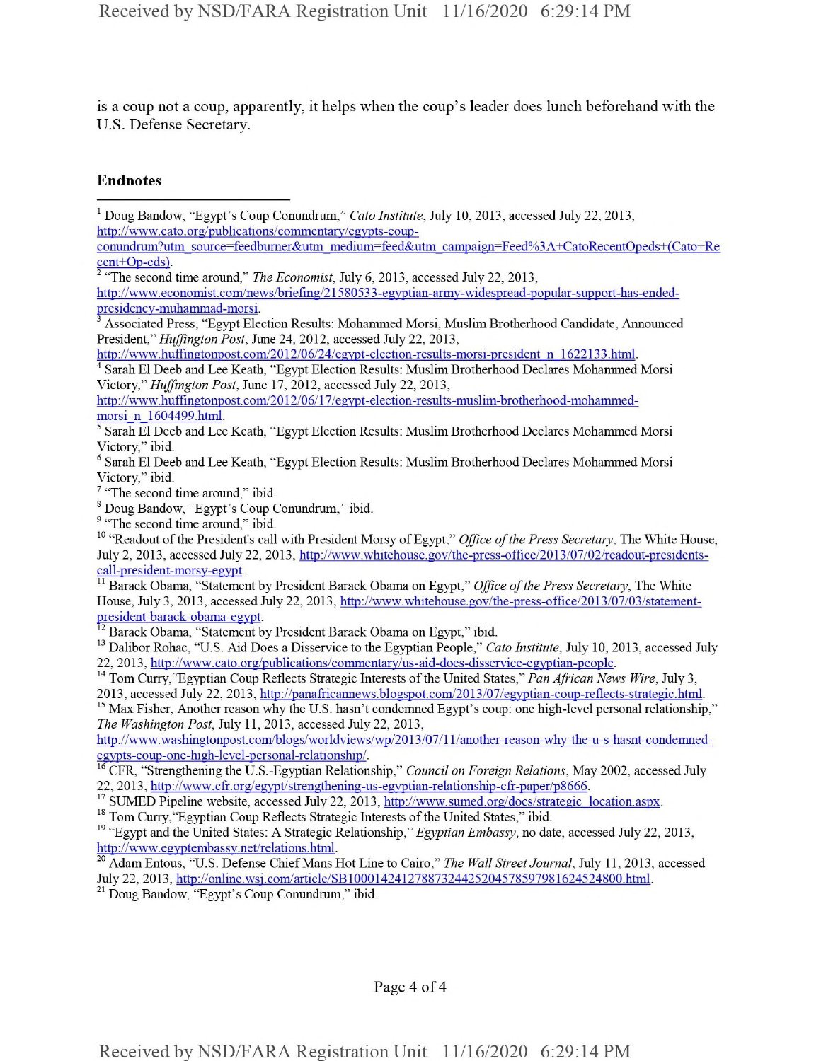is a coup not a coup, apparently, it helps when the coup's leader does lunch beforehand with the U.S. Defense Secretary.

## Endnotes

[1] Doug Bandow, "Egypt's Coup Conundrum," *Cato Institute*, July 10, 2013, accessed July 22, 2013, http://www.cato.org/publications/commentary/egypts-coup-conundrum?utm_source=feedburner&utm_medium=feed&utm_campaign=Feed%3A+CatoRecentOpeds+(Cato+Recent+Op-eds).

[2] "The second time around," *The Economist*, July 6, 2013, accessed July 22, 2013, http://www.economist.com/news/briefing/21580533-egyptian-army-widespread-popular-support-has-ended-presidency-muhammad-morsi.

[3] Associated Press, "Egypt Election Results: Mohammed Morsi, Muslim Brotherhood Candidate, Announced President," *Huffington Post*, June 24, 2012, accessed July 22, 2013, http://www.huffingtonpost.com/2012/06/24/egypt-election-results-morsi-president_n_1622133.html.

[4] Sarah El Deeb and Lee Keath, "Egypt Election Results: Muslim Brotherhood Declares Mohammed Morsi Victory," *Huffington Post*, June 17, 2012, accessed July 22, 2013, http://www.huffingtonpost.com/2012/06/17/egypt-election-results-muslim-brotherhood-mohammed-morsi_n_1604499.html.

[5] Sarah El Deeb and Lee Keath, "Egypt Election Results: Muslim Brotherhood Declares Mohammed Morsi Victory," ibid.

[6] Sarah El Deeb and Lee Keath, "Egypt Election Results: Muslim Brotherhood Declares Mohammed Morsi Victory," ibid.

[7] "The second time around," ibid.

[8] Doug Bandow, "Egypt's Coup Conundrum," ibid.

[9] "The second time around," ibid.

[10] "Readout of the President's call with President Morsy of Egypt," *Office of the Press Secretary*, The White House, July 2, 2013, accessed July 22, 2013, http://www.whitehouse.gov/the-press-office/2013/07/02/readout-presidents-call-president-morsy-egypt.

[11] Barack Obama, "Statement by President Barack Obama on Egypt," *Office of the Press Secretary*, The White House, July 3, 2013, accessed July 22, 2013, http://www.whitehouse.gov/the-press-office/2013/07/03/statement-president-barack-obama-egypt.

[12] Barack Obama, "Statement by President Barack Obama on Egypt," ibid.

[13] Dalibor Rohac, "U.S. Aid Does a Disservice to the Egyptian People," *Cato Institute*, July 10, 2013, accessed July 22, 2013, http://www.cato.org/publications/commentary/us-aid-does-disservice-egyptian-people.

[14] Tom Curry,"Egyptian Coup Reflects Strategic Interests of the United States," *Pan African News Wire*, July 3, 2013, accessed July 22, 2013, http://panafricannews.blogspot.com/2013/07/egyptian-coup-reflects-strategic.html.

[15] Max Fisher, Another reason why the U.S. hasn't condemned Egypt's coup: one high-level personal relationship," *The Washington Post*, July 11, 2013, accessed July 22, 2013, http://www.washingtonpost.com/blogs/worldviews/wp/2013/07/11/another-reason-why-the-u-s-hasnt-condemned-egypts-coup-one-high-level-personal-relationship/.

[16] CFR, "Strengthening the U.S.-Egyptian Relationship," *Council on Foreign Relations*, May 2002, accessed July 22, 2013, http://www.cfr.org/egypt/strengthening-us-egyptian-relationship-cfr-paper/p8666.

[17] SUMED Pipeline website, accessed July 22, 2013, http://www.sumed.org/docs/strategic_location.aspx.

[18] Tom Curry,"Egyptian Coup Reflects Strategic Interests of the United States," ibid.

[19] "Egypt and the United States: A Strategic Relationship," *Egyptian Embassy*, no date, accessed July 22, 2013, http://www.egyptembassy.net/relations.html.

[20] Adam Entous, "U.S. Defense Chief Mans Hot Line to Cairo," *The Wall Street Journal*, July 11, 2013, accessed July 22, 2013, http://online.wsj.com/article/SB10001424127887324425204578597981624524800.html.

[21] Doug Bandow, "Egypt's Coup Conundrum," ibid.